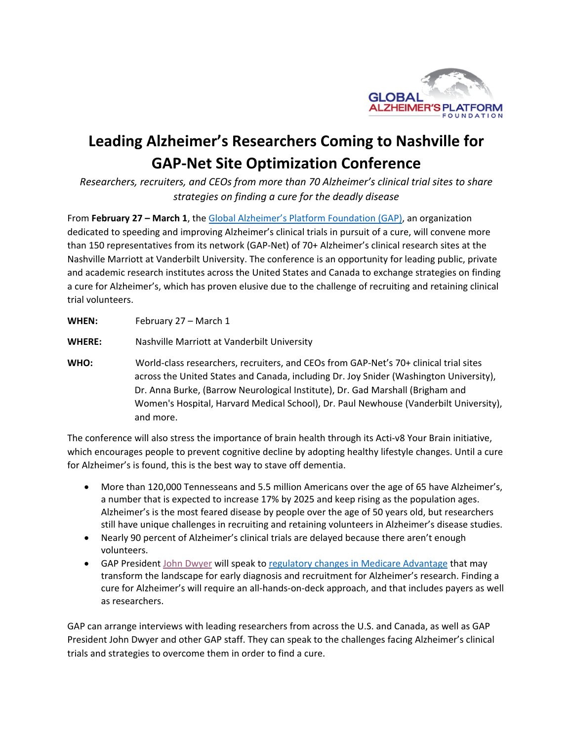# Leading Alzheimer's Researchers Coming to Nashville for GAP-Net Site Optimization Conference

*Researchers, recruiters, and CEOs from more than 70 Alzheimer's clinical trial sites to share strategies on finding a cure for the deadly disease*

From **February 27 – March 1**, the Global Alzheimer's Platform Foundation (GAP), an organization dedicated to speeding and improving Alzheimer's clinical trials in pursuit of a cure, will convene more than 150 representatives from its network (GAP-Net) of 70+ Alzheimer's clinical research sites at the Nashville Marriott at Vanderbilt University. The conference is an opportunity for leading public, private and academic research institutes across the United States and Canada to exchange strategies on finding a cure for Alzheimer's, which has proven elusive due to the challenge of recruiting and retaining clinical trial volunteers.

**WHEN:** February 27 – March 1

**WHERE:** Nashville Marriott at Vanderbilt University

**WHO:** World-class researchers, recruiters, and CEOs from GAP-Net's 70+ clinical trial sites across the United States and Canada, including Dr. Joy Snider (Washington University), Dr. Anna Burke, (Barrow Neurological Institute), Dr. Gad Marshall (Brigham and Women's Hospital, Harvard Medical School), Dr. Paul Newhouse (Vanderbilt University), and more.

The conference will also stress the importance of brain health through its Acti-v8 Your Brain initiative, which encourages people to prevent cognitive decline by adopting healthy lifestyle changes. Until a cure for Alzheimer's is found, this is the best way to stave off dementia.

- More than 120,000 Tennesseans and 5.5 million Americans over the age of 65 have Alzheimer's, a number that is expected to increase 17% by 2025 and keep rising as the population ages. Alzheimer's is the most feared disease by people over the age of 50 years old, but researchers still have unique challenges in recruiting and retaining volunteers in Alzheimer's disease studies.
- Nearly 90 percent of Alzheimer's clinical trials are delayed because there aren't enough volunteers.
- GAP President John Dwyer will speak to regulatory changes in Medicare Advantage that may transform the landscape for early diagnosis and recruitment for Alzheimer's research. Finding a cure for Alzheimer's will require an all-hands-on-deck approach, and that includes payers as well as researchers.

GAP can arrange interviews with leading researchers from across the U.S. and Canada, as well as GAP President John Dwyer and other GAP staff. They can speak to the challenges facing Alzheimer's clinical trials and strategies to overcome them in order to find a cure.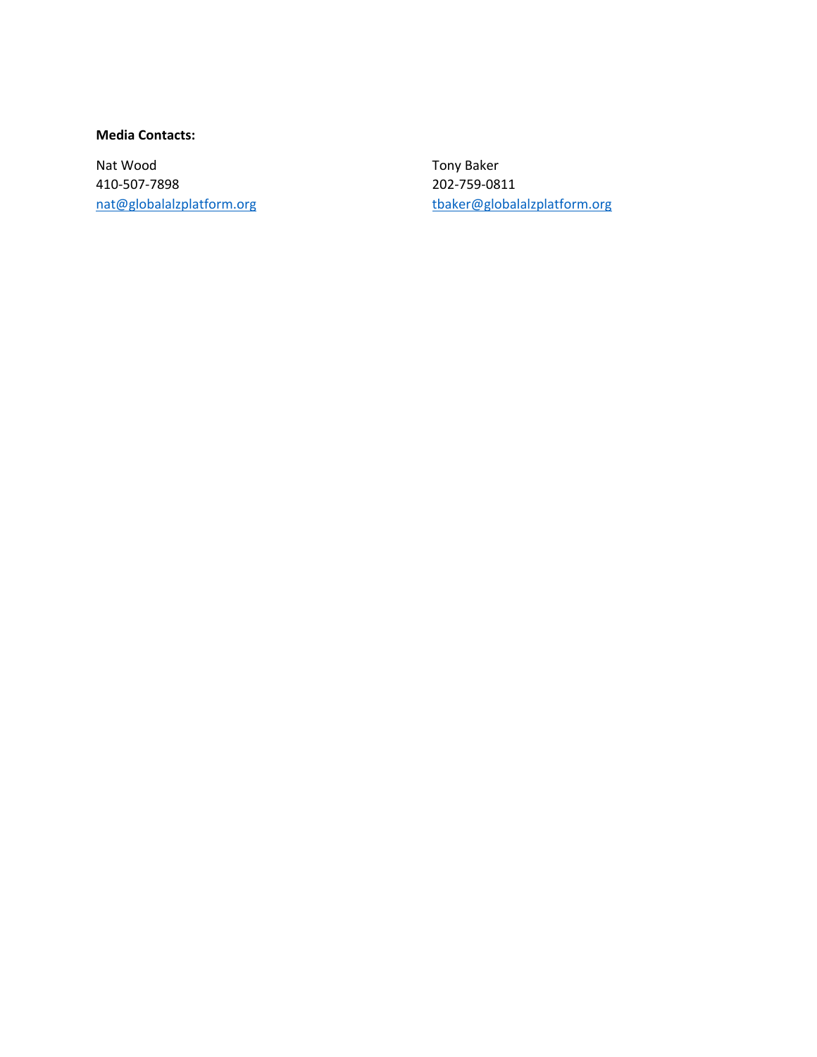**Media Contacts:**

Nat Wood
410-507-7898
nat@globalalzplatform.org

Tony Baker
202-759-0811
tbaker@globalalzplatform.org